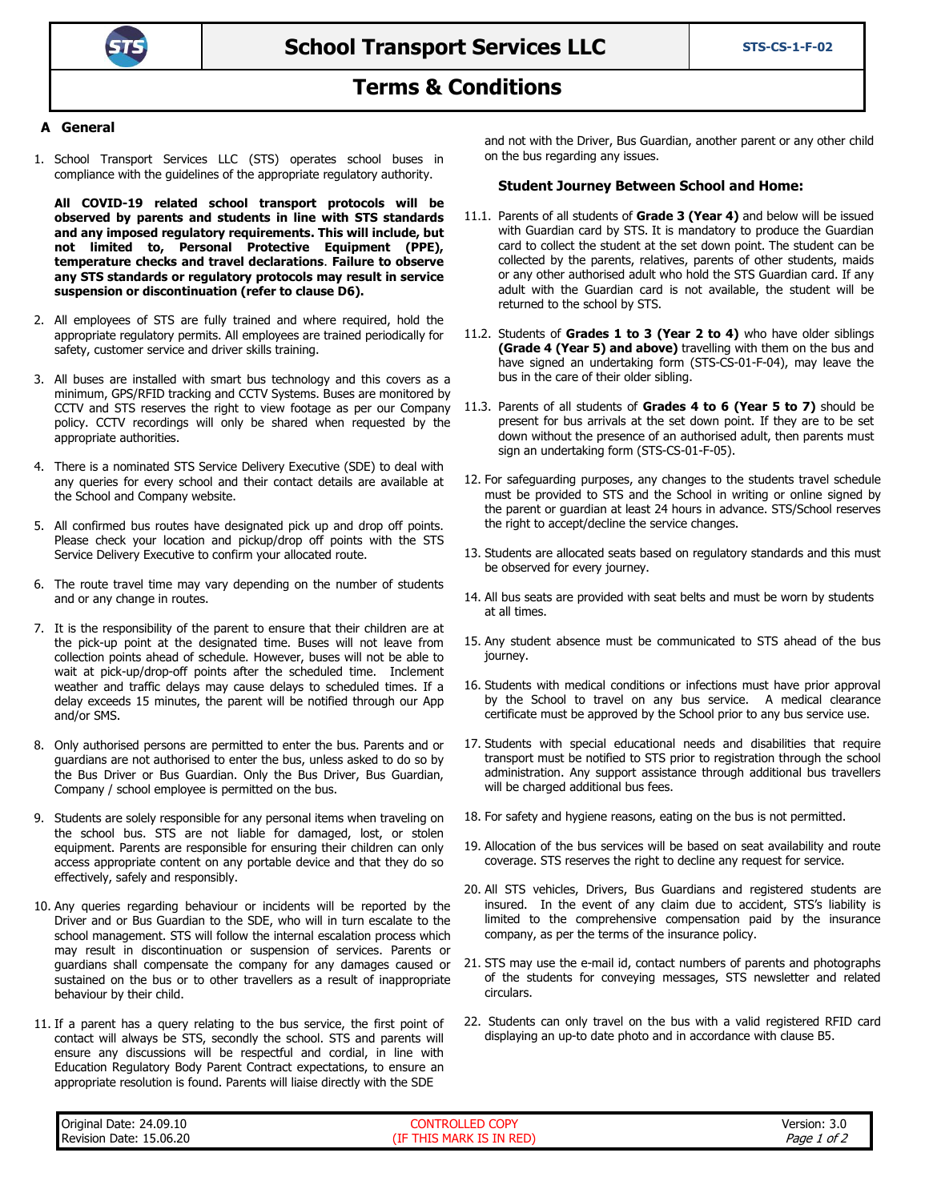# School Transport Services LLC

STS-CS-1-F-02

## Terms & Conditions

### A General

1. School Transport Services LLC (STS) operates school buses in compliance with the guidelines of the appropriate regulatory authority.

   **All COVID-19 related school transport protocols will be observed by parents and students in line with STS standards and any imposed regulatory requirements. This will include, but not limited to, Personal Protective Equipment (PPE), temperature checks and travel declarations. Failure to observe any STS standards or regulatory protocols may result in service suspension or discontinuation (refer to clause D6).**

2. All employees of STS are fully trained and where required, hold the appropriate regulatory permits. All employees are trained periodically for safety, customer service and driver skills training.

3. All buses are installed with smart bus technology and this covers as a minimum, GPS/RFID tracking and CCTV Systems. Buses are monitored by CCTV and STS reserves the right to view footage as per our Company policy. CCTV recordings will only be shared when requested by the appropriate authorities.

4. There is a nominated STS Service Delivery Executive (SDE) to deal with any queries for every school and their contact details are available at the School and Company website.

5. All confirmed bus routes have designated pick up and drop off points. Please check your location and pickup/drop off points with the STS Service Delivery Executive to confirm your allocated route.

6. The route travel time may vary depending on the number of students and or any change in routes.

7. It is the responsibility of the parent to ensure that their children are at the pick-up point at the designated time. Buses will not leave from collection points ahead of schedule. However, buses will not be able to wait at pick-up/drop-off points after the scheduled time. Inclement weather and traffic delays may cause delays to scheduled times. If a delay exceeds 15 minutes, the parent will be notified through our App and/or SMS.

8. Only authorised persons are permitted to enter the bus. Parents and or guardians are not authorised to enter the bus, unless asked to do so by the Bus Driver or Bus Guardian. Only the Bus Driver, Bus Guardian, Company / school employee is permitted on the bus.

9. Students are solely responsible for any personal items when traveling on the school bus. STS are not liable for damaged, lost, or stolen equipment. Parents are responsible for ensuring their children can only access appropriate content on any portable device and that they do so effectively, safely and responsibly.

10. Any queries regarding behaviour or incidents will be reported by the Driver and or Bus Guardian to the SDE, who will in turn escalate to the school management. STS will follow the internal escalation process which may result in discontinuation or suspension of services. Parents or guardians shall compensate the company for any damages caused or sustained on the bus or to other travellers as a result of inappropriate behaviour by their child.

11. If a parent has a query relating to the bus service, the first point of contact will always be STS, secondly the school. STS and parents will ensure any discussions will be respectful and cordial, in line with Education Regulatory Body Parent Contract expectations, to ensure an appropriate resolution is found. Parents will liaise directly with the SDE and not with the Driver, Bus Guardian, another parent or any other child on the bus regarding any issues.

#### Student Journey Between School and Home:

11.1. Parents of all students of **Grade 3 (Year 4)** and below will be issued with Guardian card by STS. It is mandatory to produce the Guardian card to collect the student at the set down point. The student can be collected by the parents, relatives, parents of other students, maids or any other authorised adult who hold the STS Guardian card. If any adult with the Guardian card is not available, the student will be returned to the school by STS.

11.2. Students of **Grades 1 to 3 (Year 2 to 4)** who have older siblings **(Grade 4 (Year 5) and above)** travelling with them on the bus and have signed an undertaking form (STS-CS-01-F-04), may leave the bus in the care of their older sibling.

11.3. Parents of all students of **Grades 4 to 6 (Year 5 to 7)** should be present for bus arrivals at the set down point. If they are to be set down without the presence of an authorised adult, then parents must sign an undertaking form (STS-CS-01-F-05).

12. For safeguarding purposes, any changes to the students travel schedule must be provided to STS and the School in writing or online signed by the parent or guardian at least 24 hours in advance. STS/School reserves the right to accept/decline the service changes.

13. Students are allocated seats based on regulatory standards and this must be observed for every journey.

14. All bus seats are provided with seat belts and must be worn by students at all times.

15. Any student absence must be communicated to STS ahead of the bus journey.

16. Students with medical conditions or infections must have prior approval by the School to travel on any bus service. A medical clearance certificate must be approved by the School prior to any bus service use.

17. Students with special educational needs and disabilities that require transport must be notified to STS prior to registration through the school administration. Any support assistance through additional bus travellers will be charged additional bus fees.

18. For safety and hygiene reasons, eating on the bus is not permitted.

19. Allocation of the bus services will be based on seat availability and route coverage. STS reserves the right to decline any request for service.

20. All STS vehicles, Drivers, Bus Guardians and registered students are insured. In the event of any claim due to accident, STS's liability is limited to the comprehensive compensation paid by the insurance company, as per the terms of the insurance policy.

21. STS may use the e-mail id, contact numbers of parents and photographs of the students for conveying messages, STS newsletter and related circulars.

22. Students can only travel on the bus with a valid registered RFID card displaying an up-to date photo and in accordance with clause B5.

| Original Date: 24.09.10<br>Revision Date: 15.06.20 | CONTROLLED COPY<br>(IF THIS MARK IS IN RED) | Version: 3.0 |
|---|---|---|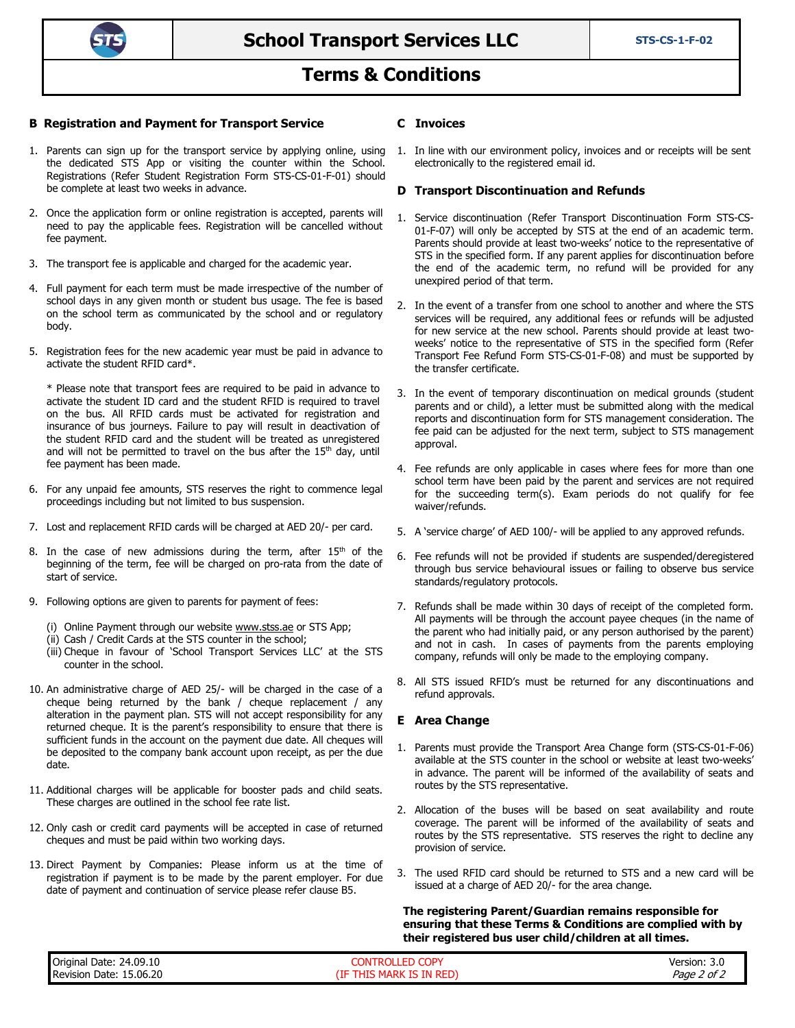# School Transport Services LLC

STS-CS-1-F-02

## Terms & Conditions

### B Registration and Payment for Transport Service

1. Parents can sign up for the transport service by applying online, using the dedicated STS App or visiting the counter within the School. Registrations (Refer Student Registration Form STS-CS-01-F-01) should be complete at least two weeks in advance.

2. Once the application form or online registration is accepted, parents will need to pay the applicable fees. Registration will be cancelled without fee payment.

3. The transport fee is applicable and charged for the academic year.

4. Full payment for each term must be made irrespective of the number of school days in any given month or student bus usage. The fee is based on the school term as communicated by the school and or regulatory body.

5. Registration fees for the new academic year must be paid in advance to activate the student RFID card*.

   * Please note that transport fees are required to be paid in advance to activate the student ID card and the student RFID is required to travel on the bus. All RFID cards must be activated for registration and insurance of bus journeys. Failure to pay will result in deactivation of the student RFID card and the student will be treated as unregistered and will not be permitted to travel on the bus after the 15th day, until fee payment has been made.

6. For any unpaid fee amounts, STS reserves the right to commence legal proceedings including but not limited to bus suspension.

7. Lost and replacement RFID cards will be charged at AED 20/- per card.

8. In the case of new admissions during the term, after 15th of the beginning of the term, fee will be charged on pro-rata from the date of start of service.

9. Following options are given to parents for payment of fees:

   (i) Online Payment through our website www.stss.ae or STS App;
   (ii) Cash / Credit Cards at the STS counter in the school;
   (iii) Cheque in favour of 'School Transport Services LLC' at the STS counter in the school.

10. An administrative charge of AED 25/- will be charged in the case of a cheque being returned by the bank / cheque replacement / any alteration in the payment plan. STS will not accept responsibility for any returned cheque. It is the parent's responsibility to ensure that there is sufficient funds in the account on the payment due date. All cheques will be deposited to the company bank account upon receipt, as per the due date.

11. Additional charges will be applicable for booster pads and child seats. These charges are outlined in the school fee rate list.

12. Only cash or credit card payments will be accepted in case of returned cheques and must be paid within two working days.

13. Direct Payment by Companies: Please inform us at the time of registration if payment is to be made by the parent employer. For due date of payment and continuation of service please refer clause B5.

### C Invoices

1. In line with our environment policy, invoices and or receipts will be sent electronically to the registered email id.

### D Transport Discontinuation and Refunds

1. Service discontinuation (Refer Transport Discontinuation Form STS-CS-01-F-07) will only be accepted by STS at the end of an academic term. Parents should provide at least two-weeks' notice to the representative of STS in the specified form. If any parent applies for discontinuation before the end of the academic term, no refund will be provided for any unexpired period of that term.

2. In the event of a transfer from one school to another and where the STS services will be required, any additional fees or refunds will be adjusted for new service at the new school. Parents should provide at least two-weeks' notice to the representative of STS in the specified form (Refer Transport Fee Refund Form STS-CS-01-F-08) and must be supported by the transfer certificate.

3. In the event of temporary discontinuation on medical grounds (student parents and or child), a letter must be submitted along with the medical reports and discontinuation form for STS management consideration. The fee paid can be adjusted for the next term, subject to STS management approval.

4. Fee refunds are only applicable in cases where fees for more than one school term have been paid by the parent and services are not required for the succeeding term(s). Exam periods do not qualify for fee waiver/refunds.

5. A 'service charge' of AED 100/- will be applied to any approved refunds.

6. Fee refunds will not be provided if students are suspended/deregistered through bus service behavioural issues or failing to observe bus service standards/regulatory protocols.

7. Refunds shall be made within 30 days of receipt of the completed form. All payments will be through the account payee cheques (in the name of the parent who had initially paid, or any person authorised by the parent) and not in cash. In cases of payments from the parents employing company, refunds will only be made to the employing company.

8. All STS issued RFID's must be returned for any discontinuations and refund approvals.

### E Area Change

1. Parents must provide the Transport Area Change form (STS-CS-01-F-06) available at the STS counter in the school or website at least two-weeks' in advance. The parent will be informed of the availability of seats and routes by the STS representative.

2. Allocation of the buses will be based on seat availability and route coverage. The parent will be informed of the availability of seats and routes by the STS representative. STS reserves the right to decline any provision of service.

3. The used RFID card should be returned to STS and a new card will be issued at a charge of AED 20/- for the area change.

**The registering Parent/Guardian remains responsible for ensuring that these Terms & Conditions are complied with by their registered bus user child/children at all times.**

Original Date: 24.09.10
Revision Date: 15.06.20

CONTROLLED COPY
(IF THIS MARK IS IN RED)

Version: 3.0